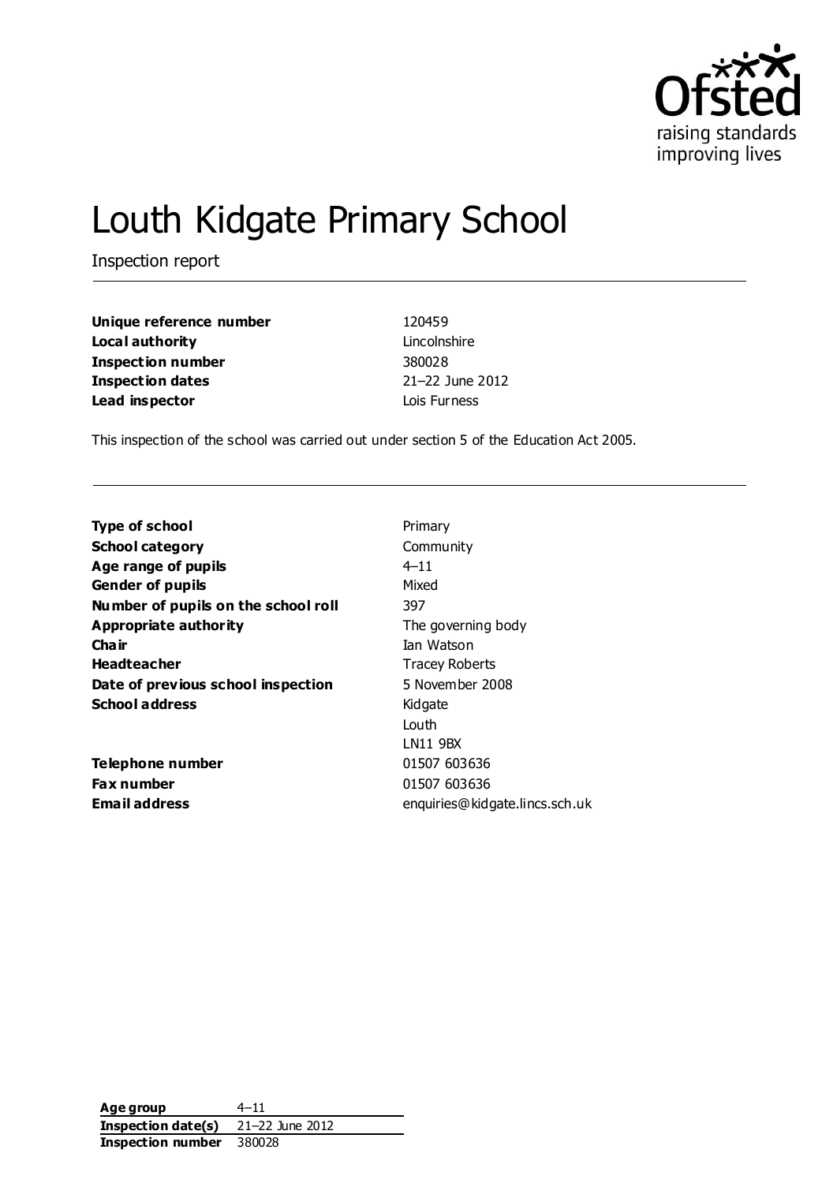# Louth Kidgate Primary School

Inspection report

| | |
|---|---|
| **Unique reference number** | 120459 |
| **Local authority** | Lincolnshire |
| **Inspection number** | 380028 |
| **Inspection dates** | 21–22 June 2012 |
| **Lead inspector** | Lois Furness |

This inspection of the school was carried out under section 5 of the Education Act 2005.

| | |
|---|---|
| **Type of school** | Primary |
| **School category** | Community |
| **Age range of pupils** | 4–11 |
| **Gender of pupils** | Mixed |
| **Number of pupils on the school roll** | 397 |
| **Appropriate authority** | The governing body |
| **Chair** | Ian Watson |
| **Headteacher** | Tracey Roberts |
| **Date of previous school inspection** | 5 November 2008 |
| **School address** | Kidgate<br>Louth<br>LN11 9BX |
| **Telephone number** | 01507 603636 |
| **Fax number** | 01507 603636 |
| **Email address** | enquiries@kidgate.lincs.sch.uk |

| | |
|---|---|
| **Age group** | 4–11 |
| **Inspection date(s)** | 21–22 June 2012 |
| **Inspection number** | 380028 |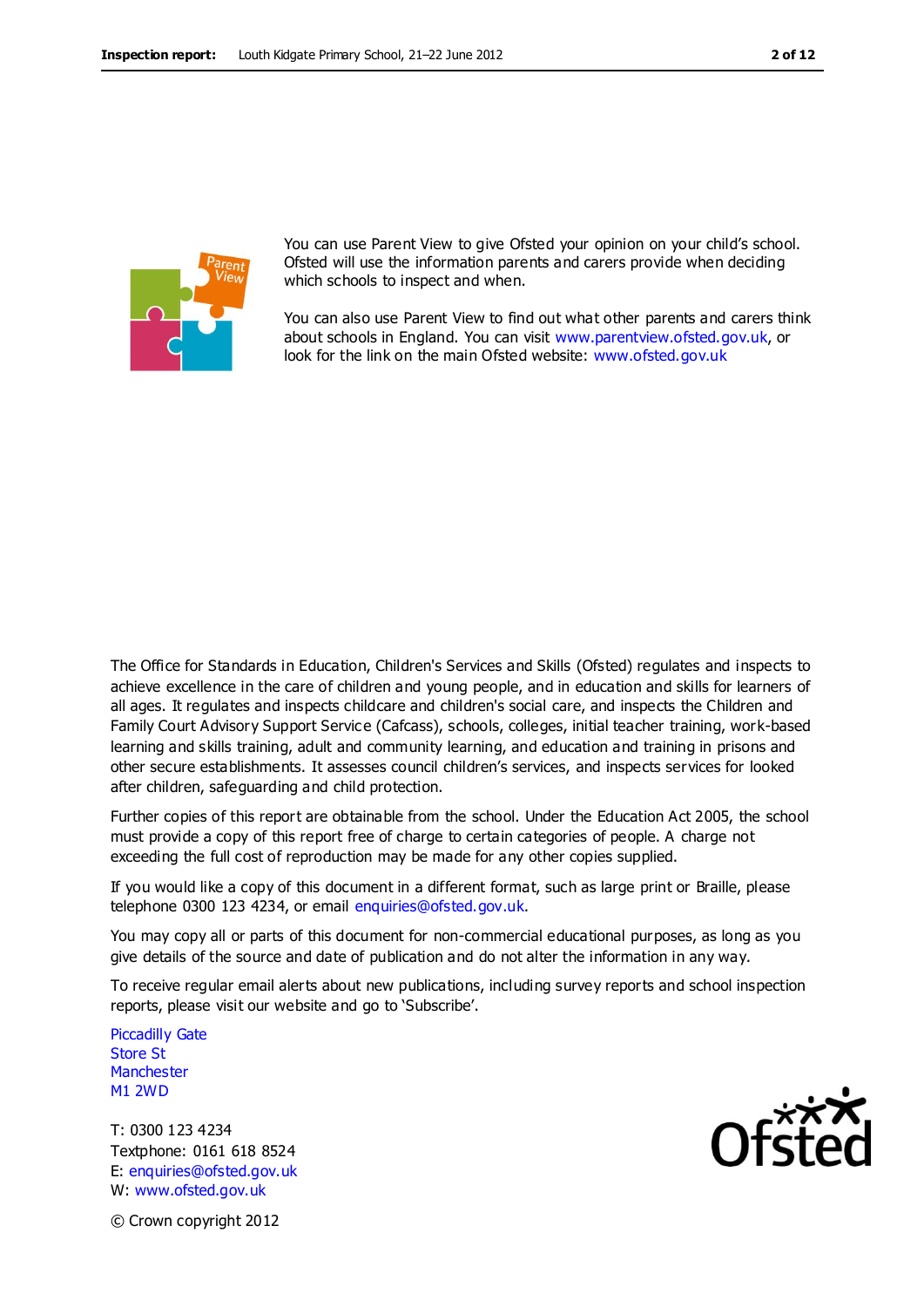You can use Parent View to give Ofsted your opinion on your child's school. Ofsted will use the information parents and carers provide when deciding which schools to inspect and when.

You can also use Parent View to find out what other parents and carers think about schools in England. You can visit www.parentview.ofsted.gov.uk, or look for the link on the main Ofsted website: www.ofsted.gov.uk

The Office for Standards in Education, Children's Services and Skills (Ofsted) regulates and inspects to achieve excellence in the care of children and young people, and in education and skills for learners of all ages. It regulates and inspects childcare and children's social care, and inspects the Children and Family Court Advisory Support Service (Cafcass), schools, colleges, initial teacher training, work-based learning and skills training, adult and community learning, and education and training in prisons and other secure establishments. It assesses council children's services, and inspects services for looked after children, safeguarding and child protection.

Further copies of this report are obtainable from the school. Under the Education Act 2005, the school must provide a copy of this report free of charge to certain categories of people. A charge not exceeding the full cost of reproduction may be made for any other copies supplied.

If you would like a copy of this document in a different format, such as large print or Braille, please telephone 0300 123 4234, or email enquiries@ofsted.gov.uk.

You may copy all or parts of this document for non-commercial educational purposes, as long as you give details of the source and date of publication and do not alter the information in any way.

To receive regular email alerts about new publications, including survey reports and school inspection reports, please visit our website and go to 'Subscribe'.

Piccadilly Gate
Store St
Manchester
M1 2WD

T: 0300 123 4234
Textphone: 0161 618 8524
E: enquiries@ofsted.gov.uk
W: www.ofsted.gov.uk

© Crown copyright 2012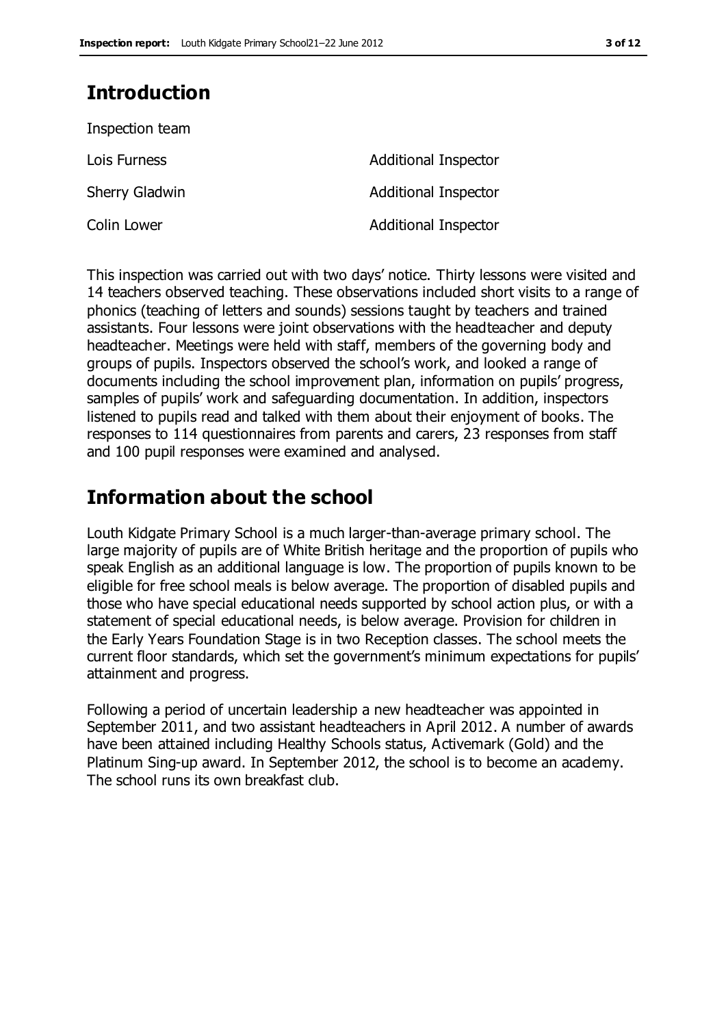## Introduction

Inspection team

| | |
|---|---|
| Lois Furness | Additional Inspector |
| Sherry Gladwin | Additional Inspector |
| Colin Lower | Additional Inspector |

This inspection was carried out with two days' notice. Thirty lessons were visited and 14 teachers observed teaching. These observations included short visits to a range of phonics (teaching of letters and sounds) sessions taught by teachers and trained assistants. Four lessons were joint observations with the headteacher and deputy headteacher. Meetings were held with staff, members of the governing body and groups of pupils. Inspectors observed the school's work, and looked a range of documents including the school improvement plan, information on pupils' progress, samples of pupils' work and safeguarding documentation. In addition, inspectors listened to pupils read and talked with them about their enjoyment of books. The responses to 114 questionnaires from parents and carers, 23 responses from staff and 100 pupil responses were examined and analysed.

## Information about the school

Louth Kidgate Primary School is a much larger-than-average primary school. The large majority of pupils are of White British heritage and the proportion of pupils who speak English as an additional language is low. The proportion of pupils known to be eligible for free school meals is below average. The proportion of disabled pupils and those who have special educational needs supported by school action plus, or with a statement of special educational needs, is below average. Provision for children in the Early Years Foundation Stage is in two Reception classes. The school meets the current floor standards, which set the government's minimum expectations for pupils' attainment and progress.

Following a period of uncertain leadership a new headteacher was appointed in September 2011, and two assistant headteachers in April 2012. A number of awards have been attained including Healthy Schools status, Activemark (Gold) and the Platinum Sing-up award. In September 2012, the school is to become an academy. The school runs its own breakfast club.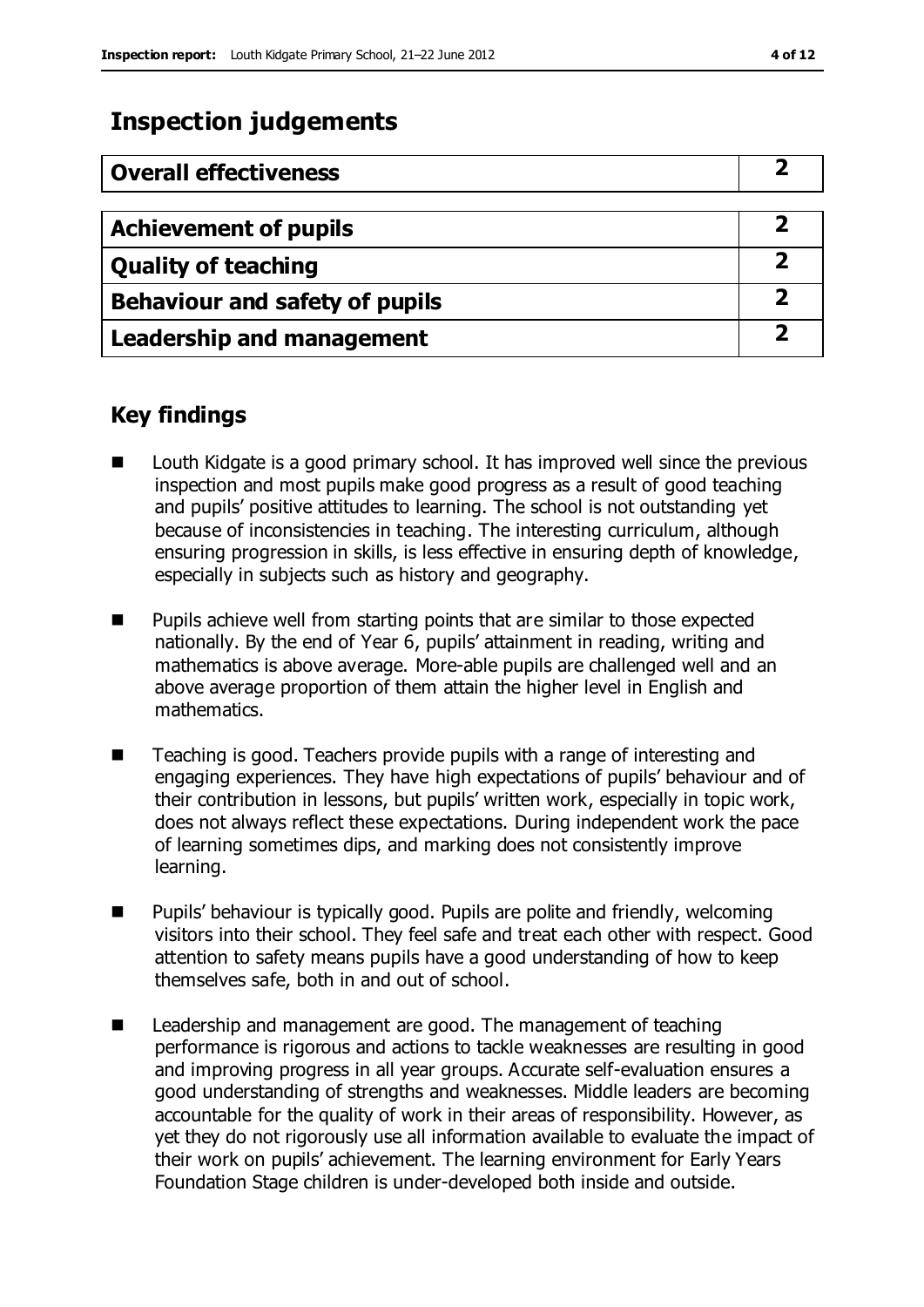# Inspection judgements

| Overall effectiveness | 2 |
|---|---|
| Achievement of pupils | 2 |
| Quality of teaching | 2 |
| Behaviour and safety of pupils | 2 |
| Leadership and management | 2 |

## Key findings

- Louth Kidgate is a good primary school. It has improved well since the previous inspection and most pupils make good progress as a result of good teaching and pupils' positive attitudes to learning. The school is not outstanding yet because of inconsistencies in teaching. The interesting curriculum, although ensuring progression in skills, is less effective in ensuring depth of knowledge, especially in subjects such as history and geography.
- Pupils achieve well from starting points that are similar to those expected nationally. By the end of Year 6, pupils' attainment in reading, writing and mathematics is above average. More-able pupils are challenged well and an above average proportion of them attain the higher level in English and mathematics.
- Teaching is good. Teachers provide pupils with a range of interesting and engaging experiences. They have high expectations of pupils' behaviour and of their contribution in lessons, but pupils' written work, especially in topic work, does not always reflect these expectations. During independent work the pace of learning sometimes dips, and marking does not consistently improve learning.
- Pupils' behaviour is typically good. Pupils are polite and friendly, welcoming visitors into their school. They feel safe and treat each other with respect. Good attention to safety means pupils have a good understanding of how to keep themselves safe, both in and out of school.
- Leadership and management are good. The management of teaching performance is rigorous and actions to tackle weaknesses are resulting in good and improving progress in all year groups. Accurate self-evaluation ensures a good understanding of strengths and weaknesses. Middle leaders are becoming accountable for the quality of work in their areas of responsibility. However, as yet they do not rigorously use all information available to evaluate the impact of their work on pupils' achievement. The learning environment for Early Years Foundation Stage children is under-developed both inside and outside.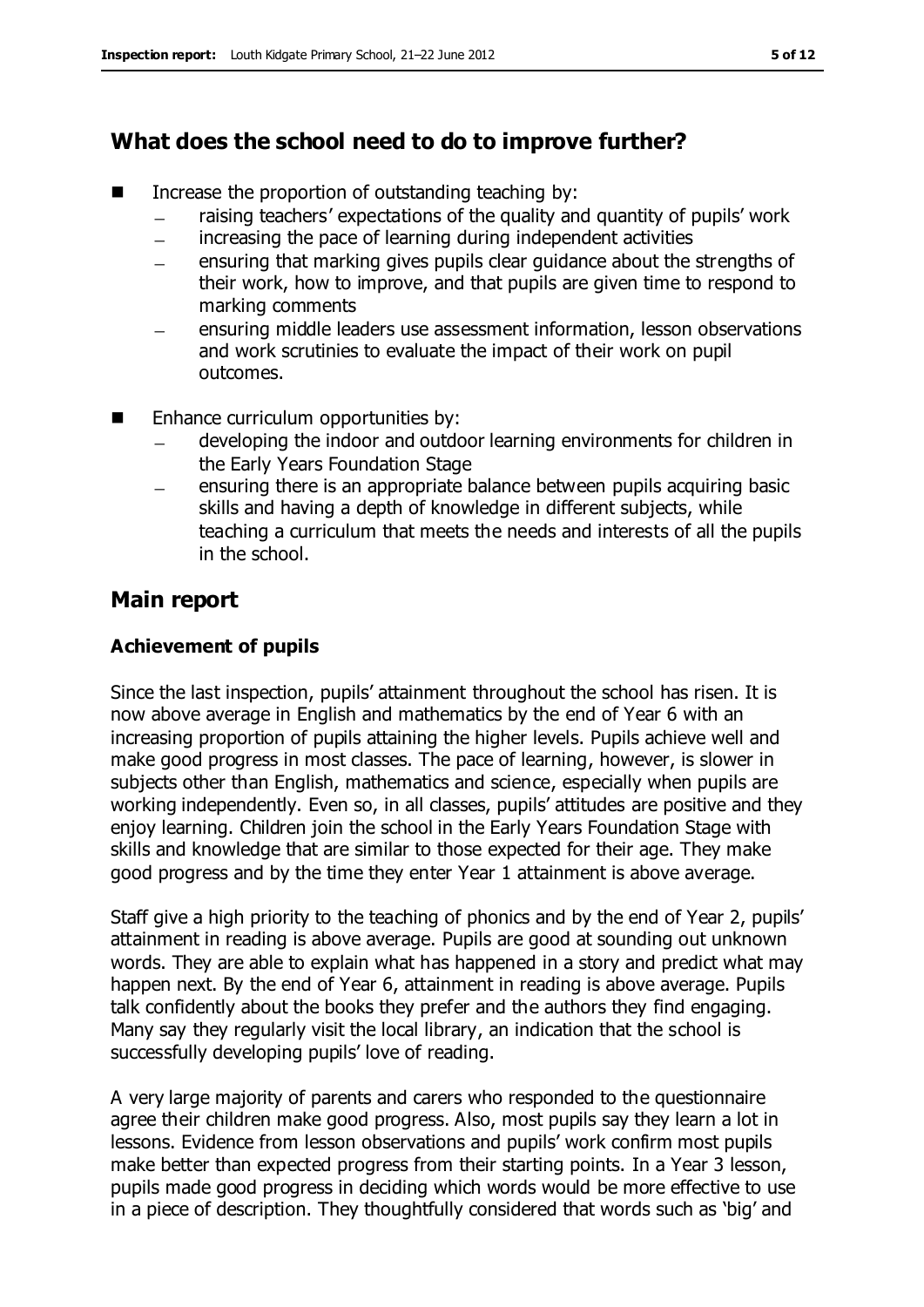## What does the school need to do to improve further?

- Increase the proportion of outstanding teaching by:
  - raising teachers' expectations of the quality and quantity of pupils' work
  - increasing the pace of learning during independent activities
  - ensuring that marking gives pupils clear guidance about the strengths of their work, how to improve, and that pupils are given time to respond to marking comments
  - ensuring middle leaders use assessment information, lesson observations and work scrutinies to evaluate the impact of their work on pupil outcomes.
- Enhance curriculum opportunities by:
  - developing the indoor and outdoor learning environments for children in the Early Years Foundation Stage
  - ensuring there is an appropriate balance between pupils acquiring basic skills and having a depth of knowledge in different subjects, while teaching a curriculum that meets the needs and interests of all the pupils in the school.

## Main report

### Achievement of pupils

Since the last inspection, pupils' attainment throughout the school has risen. It is now above average in English and mathematics by the end of Year 6 with an increasing proportion of pupils attaining the higher levels. Pupils achieve well and make good progress in most classes. The pace of learning, however, is slower in subjects other than English, mathematics and science, especially when pupils are working independently. Even so, in all classes, pupils' attitudes are positive and they enjoy learning. Children join the school in the Early Years Foundation Stage with skills and knowledge that are similar to those expected for their age. They make good progress and by the time they enter Year 1 attainment is above average.

Staff give a high priority to the teaching of phonics and by the end of Year 2, pupils' attainment in reading is above average. Pupils are good at sounding out unknown words. They are able to explain what has happened in a story and predict what may happen next. By the end of Year 6, attainment in reading is above average. Pupils talk confidently about the books they prefer and the authors they find engaging. Many say they regularly visit the local library, an indication that the school is successfully developing pupils' love of reading.

A very large majority of parents and carers who responded to the questionnaire agree their children make good progress. Also, most pupils say they learn a lot in lessons. Evidence from lesson observations and pupils' work confirm most pupils make better than expected progress from their starting points. In a Year 3 lesson, pupils made good progress in deciding which words would be more effective to use in a piece of description. They thoughtfully considered that words such as 'big' and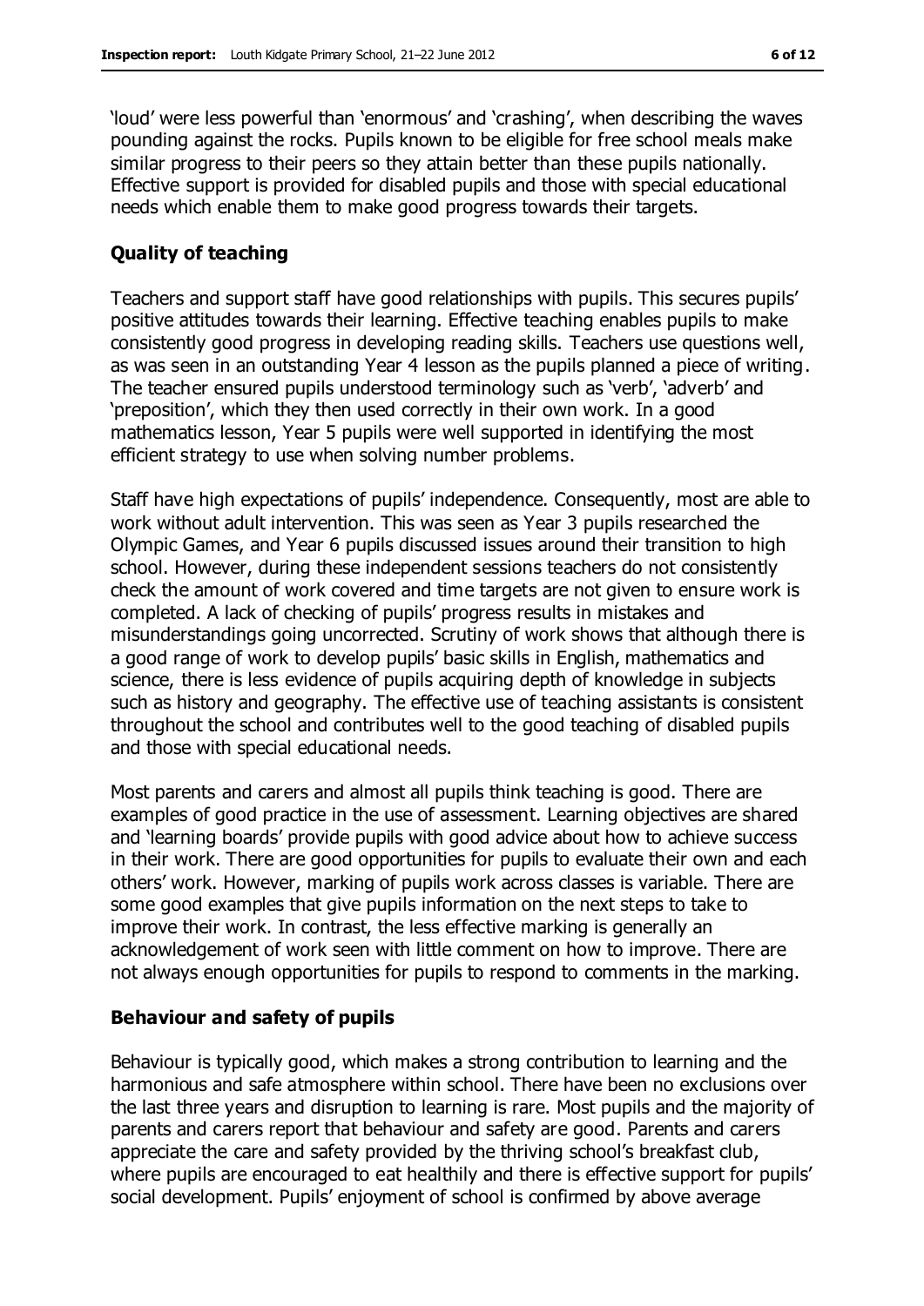'loud' were less powerful than 'enormous' and 'crashing', when describing the waves pounding against the rocks. Pupils known to be eligible for free school meals make similar progress to their peers so they attain better than these pupils nationally. Effective support is provided for disabled pupils and those with special educational needs which enable them to make good progress towards their targets.

### Quality of teaching

Teachers and support staff have good relationships with pupils. This secures pupils' positive attitudes towards their learning. Effective teaching enables pupils to make consistently good progress in developing reading skills. Teachers use questions well, as was seen in an outstanding Year 4 lesson as the pupils planned a piece of writing. The teacher ensured pupils understood terminology such as 'verb', 'adverb' and 'preposition', which they then used correctly in their own work. In a good mathematics lesson, Year 5 pupils were well supported in identifying the most efficient strategy to use when solving number problems.

Staff have high expectations of pupils' independence. Consequently, most are able to work without adult intervention. This was seen as Year 3 pupils researched the Olympic Games, and Year 6 pupils discussed issues around their transition to high school. However, during these independent sessions teachers do not consistently check the amount of work covered and time targets are not given to ensure work is completed. A lack of checking of pupils' progress results in mistakes and misunderstandings going uncorrected. Scrutiny of work shows that although there is a good range of work to develop pupils' basic skills in English, mathematics and science, there is less evidence of pupils acquiring depth of knowledge in subjects such as history and geography. The effective use of teaching assistants is consistent throughout the school and contributes well to the good teaching of disabled pupils and those with special educational needs.

Most parents and carers and almost all pupils think teaching is good. There are examples of good practice in the use of assessment. Learning objectives are shared and 'learning boards' provide pupils with good advice about how to achieve success in their work. There are good opportunities for pupils to evaluate their own and each others' work. However, marking of pupils work across classes is variable. There are some good examples that give pupils information on the next steps to take to improve their work. In contrast, the less effective marking is generally an acknowledgement of work seen with little comment on how to improve. There are not always enough opportunities for pupils to respond to comments in the marking.

### Behaviour and safety of pupils

Behaviour is typically good, which makes a strong contribution to learning and the harmonious and safe atmosphere within school. There have been no exclusions over the last three years and disruption to learning is rare. Most pupils and the majority of parents and carers report that behaviour and safety are good. Parents and carers appreciate the care and safety provided by the thriving school's breakfast club, where pupils are encouraged to eat healthily and there is effective support for pupils' social development. Pupils' enjoyment of school is confirmed by above average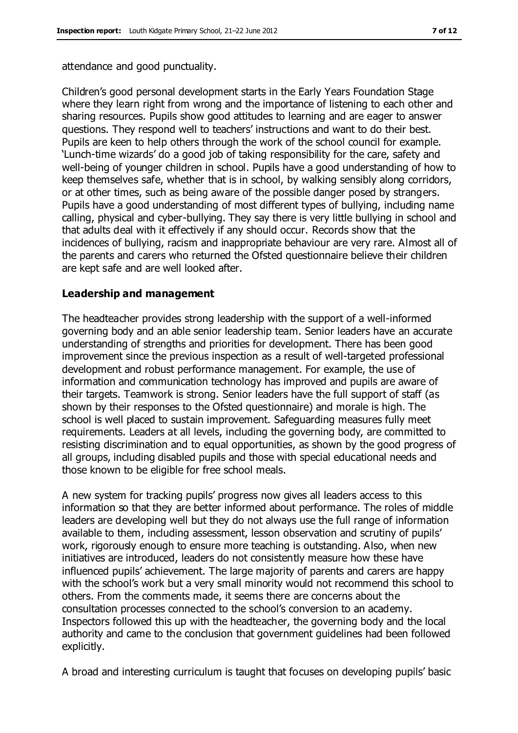attendance and good punctuality.

Children's good personal development starts in the Early Years Foundation Stage where they learn right from wrong and the importance of listening to each other and sharing resources. Pupils show good attitudes to learning and are eager to answer questions. They respond well to teachers' instructions and want to do their best. Pupils are keen to help others through the work of the school council for example. 'Lunch-time wizards' do a good job of taking responsibility for the care, safety and well-being of younger children in school. Pupils have a good understanding of how to keep themselves safe, whether that is in school, by walking sensibly along corridors, or at other times, such as being aware of the possible danger posed by strangers. Pupils have a good understanding of most different types of bullying, including name calling, physical and cyber-bullying. They say there is very little bullying in school and that adults deal with it effectively if any should occur. Records show that the incidences of bullying, racism and inappropriate behaviour are very rare. Almost all of the parents and carers who returned the Ofsted questionnaire believe their children are kept safe and are well looked after.

### Leadership and management

The headteacher provides strong leadership with the support of a well-informed governing body and an able senior leadership team. Senior leaders have an accurate understanding of strengths and priorities for development. There has been good improvement since the previous inspection as a result of well-targeted professional development and robust performance management. For example, the use of information and communication technology has improved and pupils are aware of their targets. Teamwork is strong. Senior leaders have the full support of staff (as shown by their responses to the Ofsted questionnaire) and morale is high. The school is well placed to sustain improvement. Safeguarding measures fully meet requirements. Leaders at all levels, including the governing body, are committed to resisting discrimination and to equal opportunities, as shown by the good progress of all groups, including disabled pupils and those with special educational needs and those known to be eligible for free school meals.

A new system for tracking pupils' progress now gives all leaders access to this information so that they are better informed about performance. The roles of middle leaders are developing well but they do not always use the full range of information available to them, including assessment, lesson observation and scrutiny of pupils' work, rigorously enough to ensure more teaching is outstanding. Also, when new initiatives are introduced, leaders do not consistently measure how these have influenced pupils' achievement. The large majority of parents and carers are happy with the school's work but a very small minority would not recommend this school to others. From the comments made, it seems there are concerns about the consultation processes connected to the school's conversion to an academy. Inspectors followed this up with the headteacher, the governing body and the local authority and came to the conclusion that government guidelines had been followed explicitly.

A broad and interesting curriculum is taught that focuses on developing pupils' basic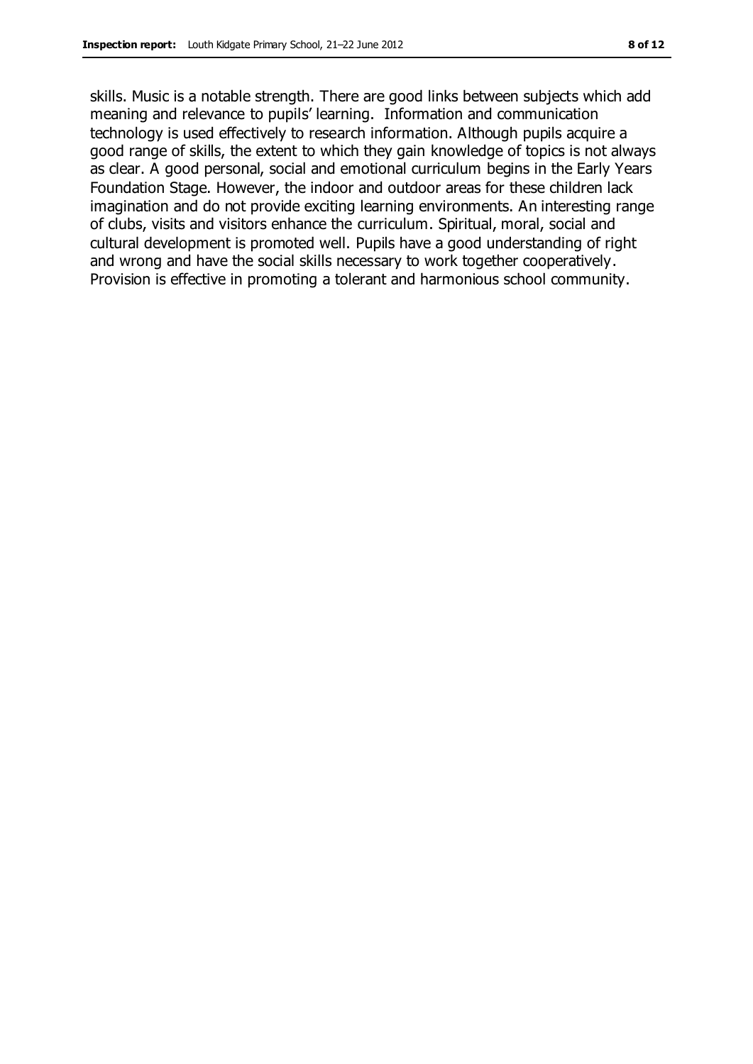skills. Music is a notable strength. There are good links between subjects which add meaning and relevance to pupils' learning. Information and communication technology is used effectively to research information. Although pupils acquire a good range of skills, the extent to which they gain knowledge of topics is not always as clear. A good personal, social and emotional curriculum begins in the Early Years Foundation Stage. However, the indoor and outdoor areas for these children lack imagination and do not provide exciting learning environments. An interesting range of clubs, visits and visitors enhance the curriculum. Spiritual, moral, social and cultural development is promoted well. Pupils have a good understanding of right and wrong and have the social skills necessary to work together cooperatively. Provision is effective in promoting a tolerant and harmonious school community.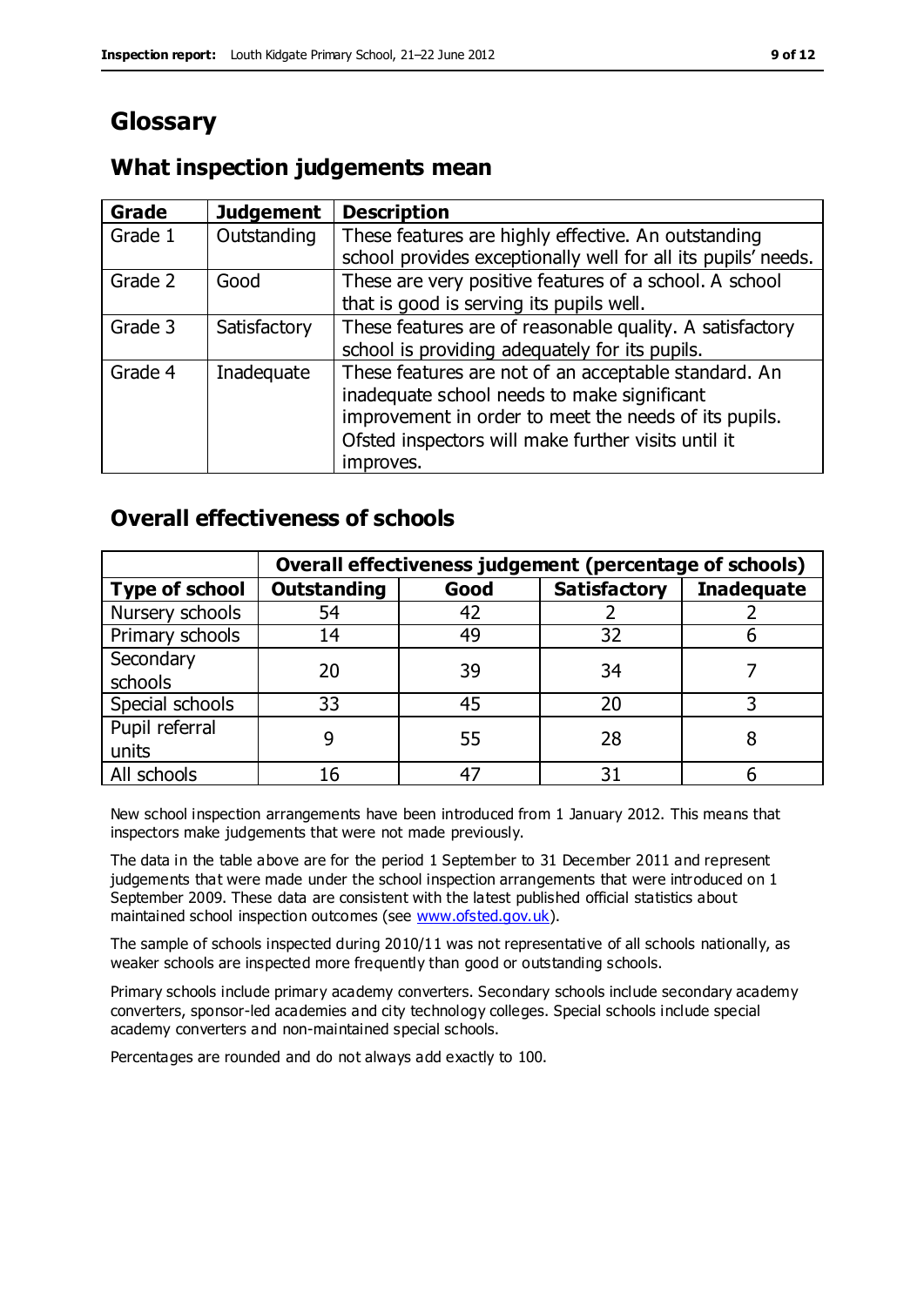# Glossary

## What inspection judgements mean

| Grade | Judgement | Description |
| --- | --- | --- |
| Grade 1 | Outstanding | These features are highly effective. An outstanding school provides exceptionally well for all its pupils' needs. |
| Grade 2 | Good | These are very positive features of a school. A school that is good is serving its pupils well. |
| Grade 3 | Satisfactory | These features are of reasonable quality. A satisfactory school is providing adequately for its pupils. |
| Grade 4 | Inadequate | These features are not of an acceptable standard. An inadequate school needs to make significant improvement in order to meet the needs of its pupils. Ofsted inspectors will make further visits until it improves. |

## Overall effectiveness of schools

| | Overall effectiveness judgement (percentage of schools) | | | |
| --- | --- | --- | --- | --- |
| **Type of school** | **Outstanding** | **Good** | **Satisfactory** | **Inadequate** |
| Nursery schools | 54 | 42 | 2 | 2 |
| Primary schools | 14 | 49 | 32 | 6 |
| Secondary schools | 20 | 39 | 34 | 7 |
| Special schools | 33 | 45 | 20 | 3 |
| Pupil referral units | 9 | 55 | 28 | 8 |
| All schools | 16 | 47 | 31 | 6 |

New school inspection arrangements have been introduced from 1 January 2012. This means that inspectors make judgements that were not made previously.

The data in the table above are for the period 1 September to 31 December 2011 and represent judgements that were made under the school inspection arrangements that were introduced on 1 September 2009. These data are consistent with the latest published official statistics about maintained school inspection outcomes (see www.ofsted.gov.uk).

The sample of schools inspected during 2010/11 was not representative of all schools nationally, as weaker schools are inspected more frequently than good or outstanding schools.

Primary schools include primary academy converters. Secondary schools include secondary academy converters, sponsor-led academies and city technology colleges. Special schools include special academy converters and non-maintained special schools.

Percentages are rounded and do not always add exactly to 100.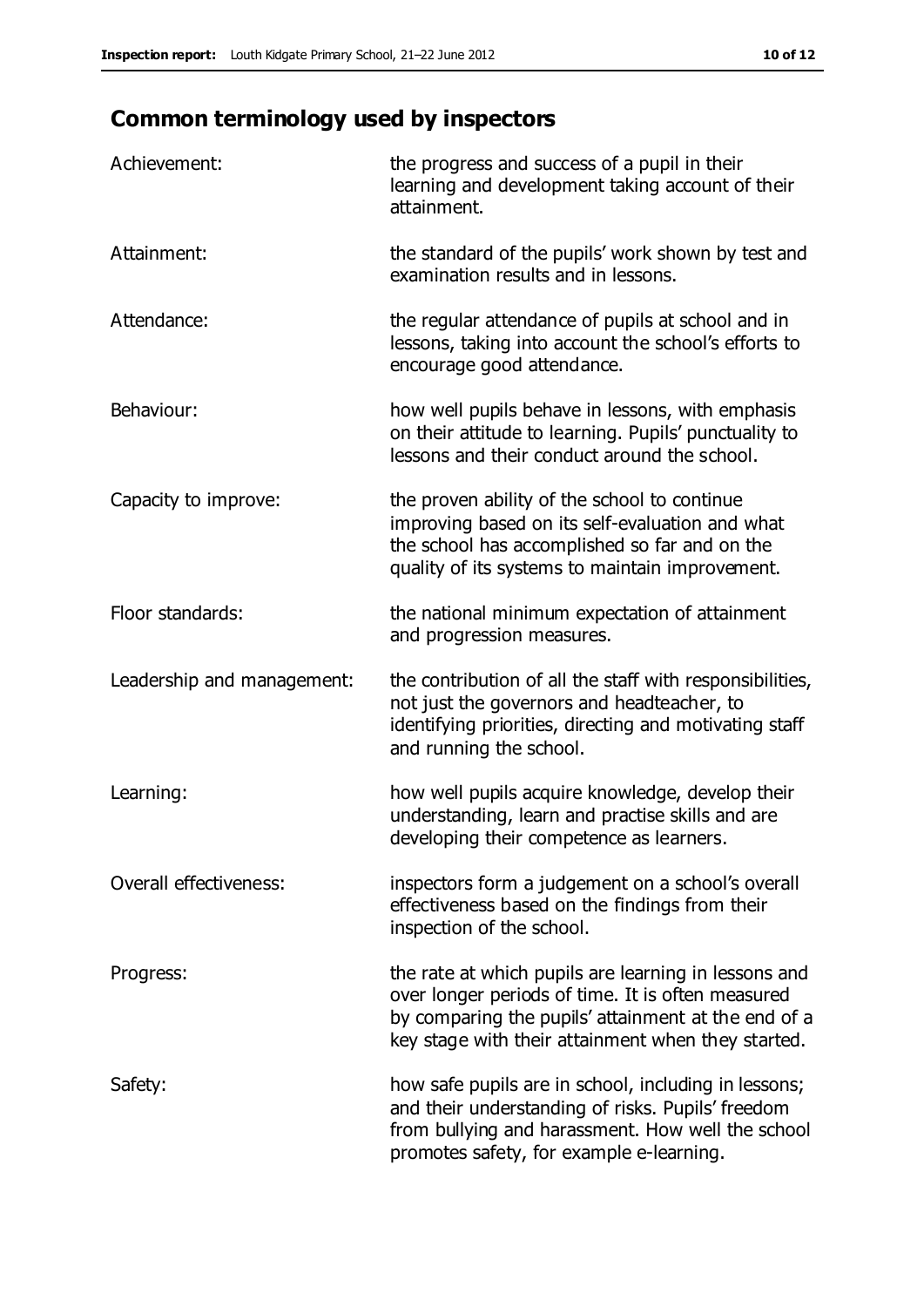# Common terminology used by inspectors

| | |
|---|---|
| Achievement: | the progress and success of a pupil in their learning and development taking account of their attainment. |
| Attainment: | the standard of the pupils' work shown by test and examination results and in lessons. |
| Attendance: | the regular attendance of pupils at school and in lessons, taking into account the school's efforts to encourage good attendance. |
| Behaviour: | how well pupils behave in lessons, with emphasis on their attitude to learning. Pupils' punctuality to lessons and their conduct around the school. |
| Capacity to improve: | the proven ability of the school to continue improving based on its self-evaluation and what the school has accomplished so far and on the quality of its systems to maintain improvement. |
| Floor standards: | the national minimum expectation of attainment and progression measures. |
| Leadership and management: | the contribution of all the staff with responsibilities, not just the governors and headteacher, to identifying priorities, directing and motivating staff and running the school. |
| Learning: | how well pupils acquire knowledge, develop their understanding, learn and practise skills and are developing their competence as learners. |
| Overall effectiveness: | inspectors form a judgement on a school's overall effectiveness based on the findings from their inspection of the school. |
| Progress: | the rate at which pupils are learning in lessons and over longer periods of time. It is often measured by comparing the pupils' attainment at the end of a key stage with their attainment when they started. |
| Safety: | how safe pupils are in school, including in lessons; and their understanding of risks. Pupils' freedom from bullying and harassment. How well the school promotes safety, for example e-learning. |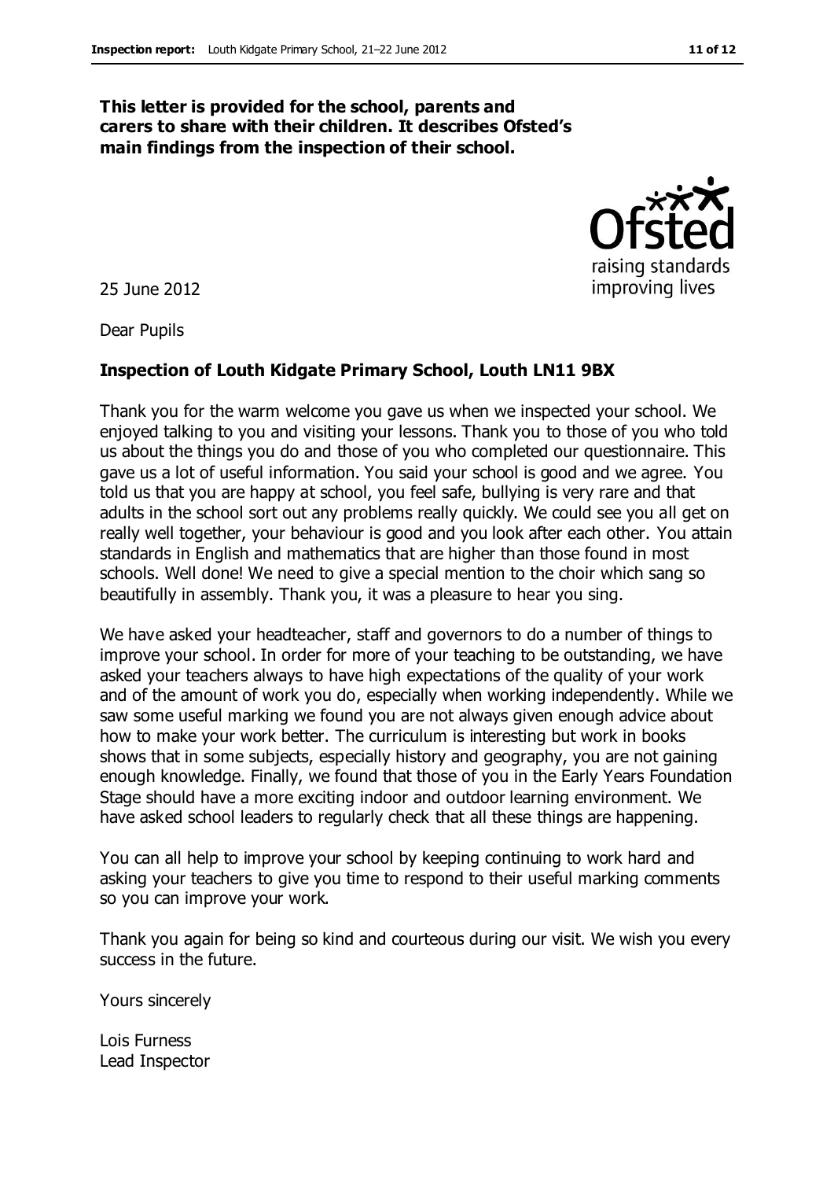**This letter is provided for the school, parents and carers to share with their children. It describes Ofsted's main findings from the inspection of their school.**

25 June 2012

Dear Pupils

**Inspection of Louth Kidgate Primary School, Louth LN11 9BX**

Thank you for the warm welcome you gave us when we inspected your school. We enjoyed talking to you and visiting your lessons. Thank you to those of you who told us about the things you do and those of you who completed our questionnaire. This gave us a lot of useful information. You said your school is good and we agree. You told us that you are happy at school, you feel safe, bullying is very rare and that adults in the school sort out any problems really quickly. We could see you all get on really well together, your behaviour is good and you look after each other. You attain standards in English and mathematics that are higher than those found in most schools. Well done! We need to give a special mention to the choir which sang so beautifully in assembly. Thank you, it was a pleasure to hear you sing.

We have asked your headteacher, staff and governors to do a number of things to improve your school. In order for more of your teaching to be outstanding, we have asked your teachers always to have high expectations of the quality of your work and of the amount of work you do, especially when working independently. While we saw some useful marking we found you are not always given enough advice about how to make your work better. The curriculum is interesting but work in books shows that in some subjects, especially history and geography, you are not gaining enough knowledge. Finally, we found that those of you in the Early Years Foundation Stage should have a more exciting indoor and outdoor learning environment. We have asked school leaders to regularly check that all these things are happening.

You can all help to improve your school by keeping continuing to work hard and asking your teachers to give you time to respond to their useful marking comments so you can improve your work.

Thank you again for being so kind and courteous during our visit. We wish you every success in the future.

Yours sincerely

Lois Furness
Lead Inspector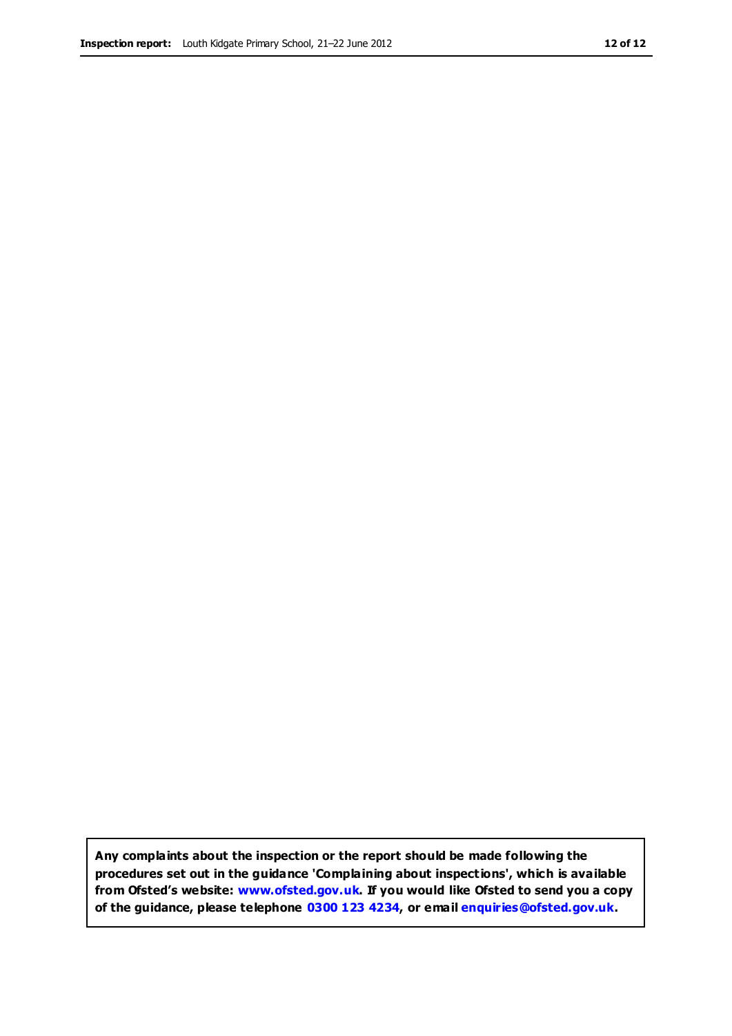**Any complaints about the inspection or the report should be made following the procedures set out in the guidance 'Complaining about inspections', which is available from Ofsted's website: www.ofsted.gov.uk. If you would like Ofsted to send you a copy of the guidance, please telephone 0300 123 4234, or email enquiries@ofsted.gov.uk.**